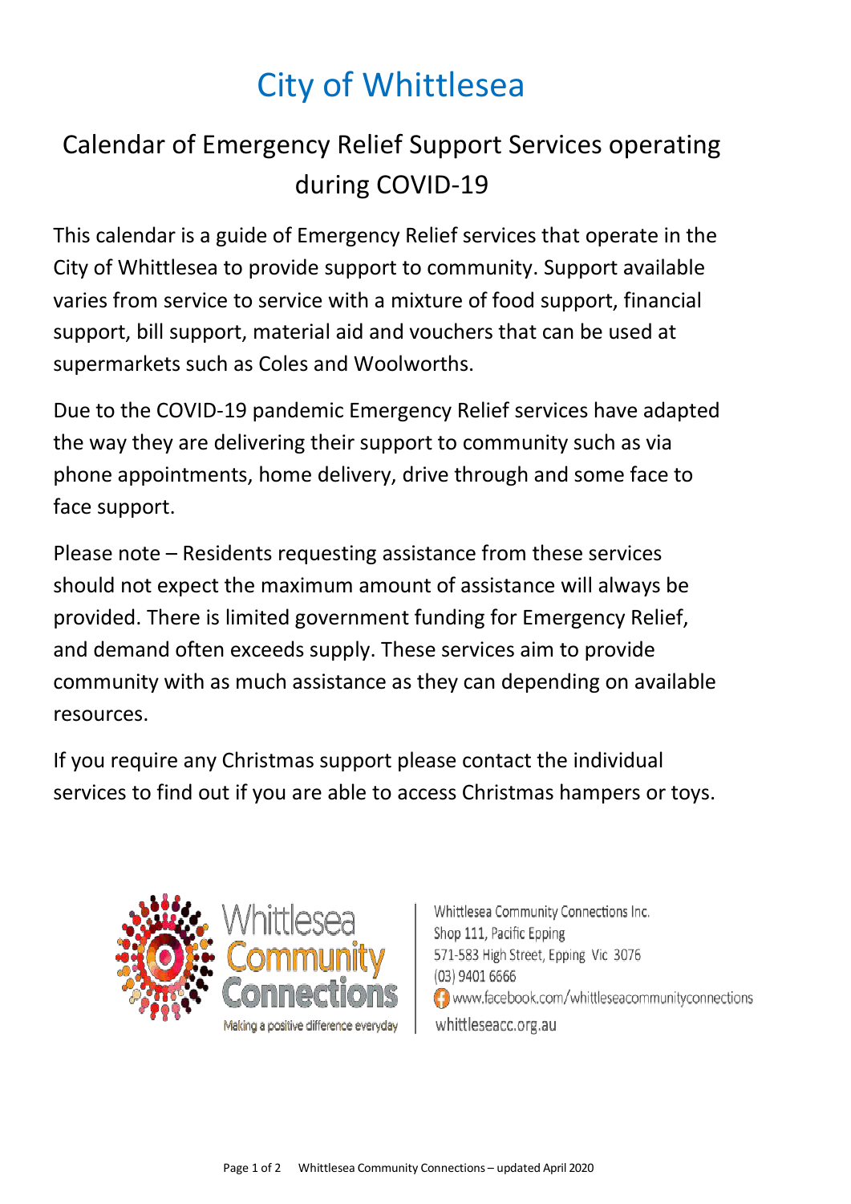# City of Whittlesea

## Calendar of Emergency Relief Support Services operating during COVID-19

This calendar is a guide of Emergency Relief services that operate in the City of Whittlesea to provide support to community. Support available varies from service to service with a mixture of food support, financial support, bill support, material aid and vouchers that can be used at supermarkets such as Coles and Woolworths.

Due to the COVID-19 pandemic Emergency Relief services have adapted the way they are delivering their support to community such as via phone appointments, home delivery, drive through and some face to face support.

Please note – Residents requesting assistance from these services should not expect the maximum amount of assistance will always be provided. There is limited government funding for Emergency Relief, and demand often exceeds supply. These services aim to provide community with as much assistance as they can depending on available resources.

If you require any Christmas support please contact the individual services to find out if you are able to access Christmas hampers or toys.

Whittlesea Community Connections
Making a positive difference everyday

Whittlesea Community Connections Inc.
Shop 111, Pacific Epping
571-583 High Street, Epping Vic 3076
(03) 9401 6666
www.facebook.com/whittleseacommunityconnections
whittleseacc.org.au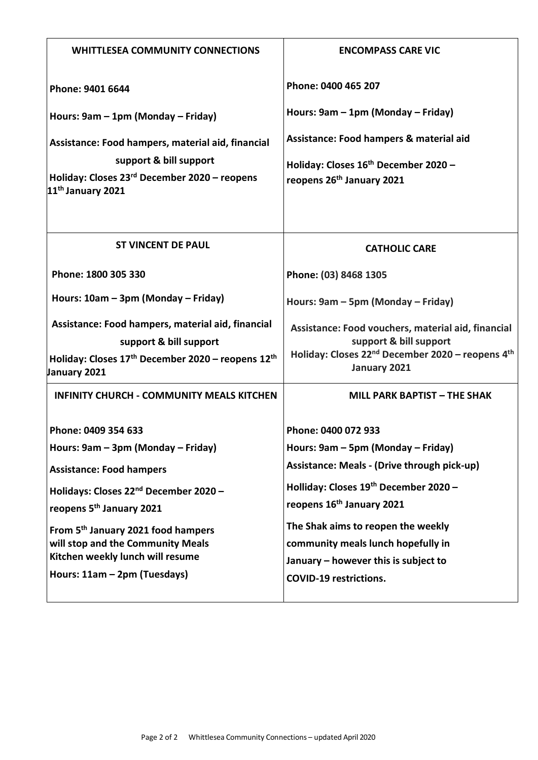| **WHITTLESEA COMMUNITY CONNECTIONS** | **ENCOMPASS CARE VIC** |
|---|---|
| **Phone: 9401 6644**<br><br>**Hours: 9am – 1pm (Monday – Friday)**<br><br>**Assistance: Food hampers, material aid, financial support & bill support**<br><br>**Holiday: Closes 23rd December 2020 – reopens 11th January 2021** | **Phone: 0400 465 207**<br><br>**Hours: 9am – 1pm (Monday – Friday)**<br><br>**Assistance: Food hampers & material aid**<br><br>**Holiday: Closes 16th December 2020 – reopens 26th January 2021** |
| **ST VINCENT DE PAUL** | **CATHOLIC CARE** |
| **Phone: 1800 305 330**<br><br>**Hours: 10am – 3pm (Monday – Friday)**<br><br>**Assistance: Food hampers, material aid, financial support & bill support**<br><br>**Holiday: Closes 17th December 2020 – reopens 12th January 2021** | **Phone: (03) 8468 1305**<br><br>**Hours: 9am – 5pm (Monday – Friday)**<br><br>**Assistance: Food vouchers, material aid, financial support & bill support**<br><br>**Holiday: Closes 22nd December 2020 – reopens 4th January 2021** |
| **INFINITY CHURCH - COMMUNITY MEALS KITCHEN** | **MILL PARK BAPTIST – THE SHAK** |
| **Phone: 0409 354 633**<br><br>**Hours: 9am – 3pm (Monday – Friday)**<br><br>**Assistance: Food hampers**<br><br>**Holidays: Closes 22nd December 2020 – reopens 5th January 2021**<br><br>**From 5th January 2021 food hampers will stop and the Community Meals Kitchen weekly lunch will resume**<br><br>**Hours: 11am – 2pm (Tuesdays)** | **Phone: 0400 072 933**<br><br>**Hours: 9am – 5pm (Monday – Friday)**<br><br>**Assistance: Meals - (Drive through pick-up)**<br><br>**Holliday: Closes 19th December 2020 – reopens 16th January 2021**<br><br>**The Shak aims to reopen the weekly community meals lunch hopefully in January – however this is subject to COVID-19 restrictions.** |

Whittlesea Community Connections – updated April 2020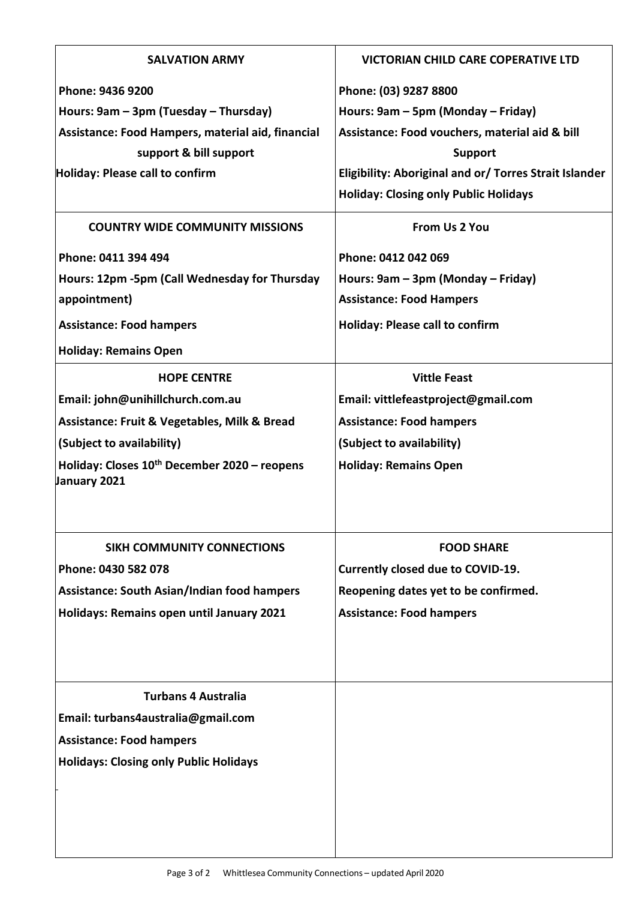| | |
|---|---|
| **SALVATION ARMY**<br>**Phone: 9436 9200**<br>**Hours: 9am – 3pm (Tuesday – Thursday)**<br>**Assistance: Food Hampers, material aid, financial support & bill support**<br>**Holiday: Please call to confirm** | **VICTORIAN CHILD CARE COPERATIVE LTD**<br>**Phone: (03) 9287 8800**<br>**Hours: 9am – 5pm (Monday – Friday)**<br>**Assistance: Food vouchers, material aid & bill Support**<br>**Eligibility: Aboriginal and or/ Torres Strait Islander**<br>**Holiday: Closing only Public Holidays** |
| **COUNTRY WIDE COMMUNITY MISSIONS**<br>**Phone: 0411 394 494**<br>**Hours: 12pm -5pm (Call Wednesday for Thursday appointment)**<br>**Assistance: Food hampers**<br>**Holiday: Remains Open** | **From Us 2 You**<br>**Phone: 0412 042 069**<br>**Hours: 9am – 3pm (Monday – Friday)**<br>**Assistance: Food Hampers**<br>**Holiday: Please call to confirm** |
| **HOPE CENTRE**<br>**Email: john@unihillchurch.com.au**<br>**Assistance: Fruit & Vegetables, Milk & Bread (Subject to availability)**<br>**Holiday: Closes 10th December 2020 – reopens January 2021** | **Vittle Feast**<br>**Email: vittlefeastproject@gmail.com**<br>**Assistance: Food hampers (Subject to availability)**<br>**Holiday: Remains Open** |
| **SIKH COMMUNITY CONNECTIONS**<br>**Phone: 0430 582 078**<br>**Assistance: South Asian/Indian food hampers**<br>**Holidays: Remains open until January 2021** | **FOOD SHARE**<br>**Currently closed due to COVID-19.**<br>**Reopening dates yet to be confirmed.**<br>**Assistance: Food hampers** |
| **Turbans 4 Australia**<br>**Email: turbans4australia@gmail.com**<br>**Assistance: Food hampers**<br>**Holidays: Closing only Public Holidays** | |